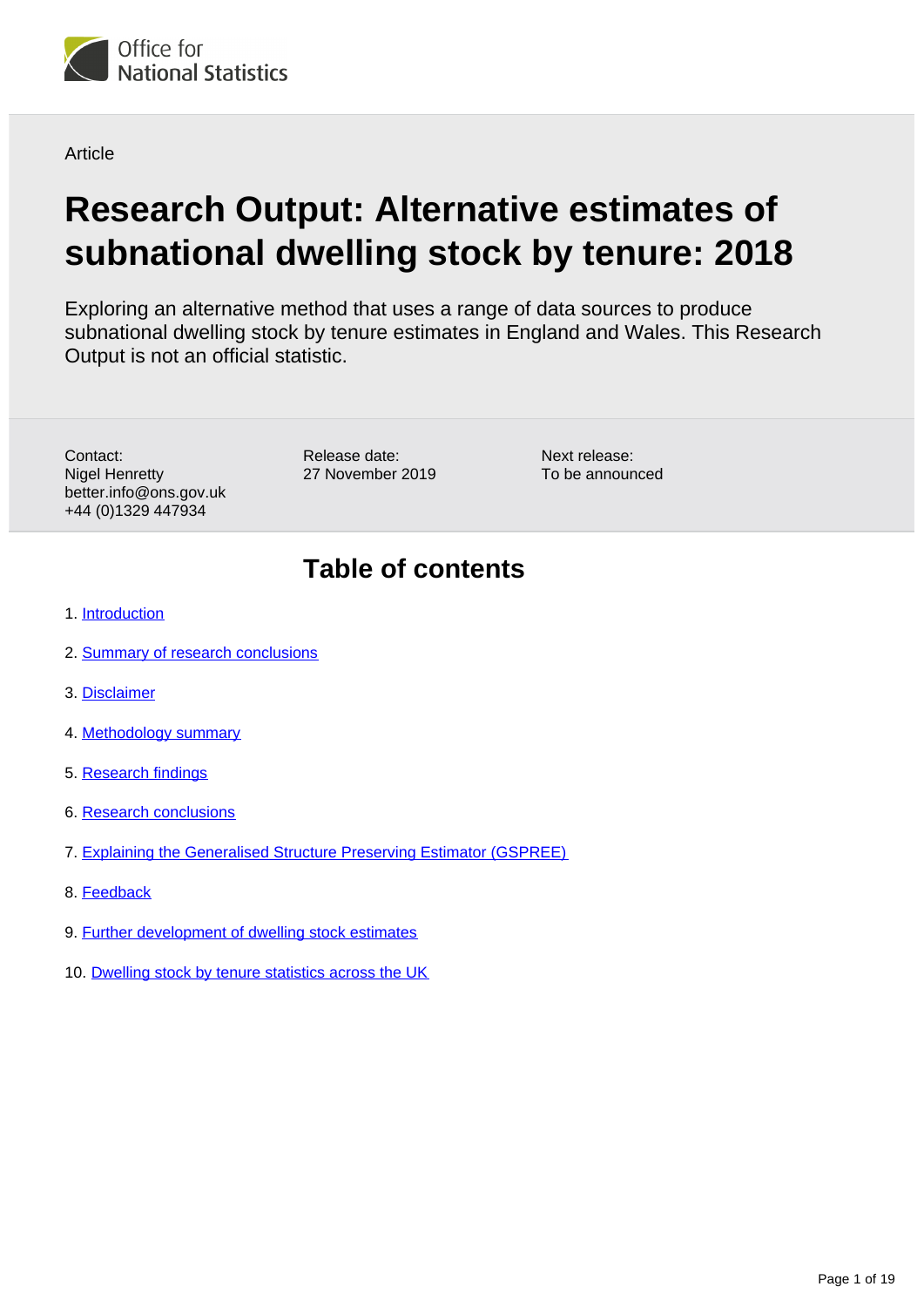Office for National Statistics

Article

# Research Output: Alternative estimates of subnational dwelling stock by tenure: 2018

Exploring an alternative method that uses a range of data sources to produce subnational dwelling stock by tenure estimates in England and Wales. This Research Output is not an official statistic.

Contact:
Nigel Henretty
better.info@ons.gov.uk
+44 (0)1329 447934

Release date:
27 November 2019

Next release:
To be announced

## Table of contents

1. Introduction
2. Summary of research conclusions
3. Disclaimer
4. Methodology summary
5. Research findings
6. Research conclusions
7. Explaining the Generalised Structure Preserving Estimator (GSPREE)
8. Feedback
9. Further development of dwelling stock estimates
10. Dwelling stock by tenure statistics across the UK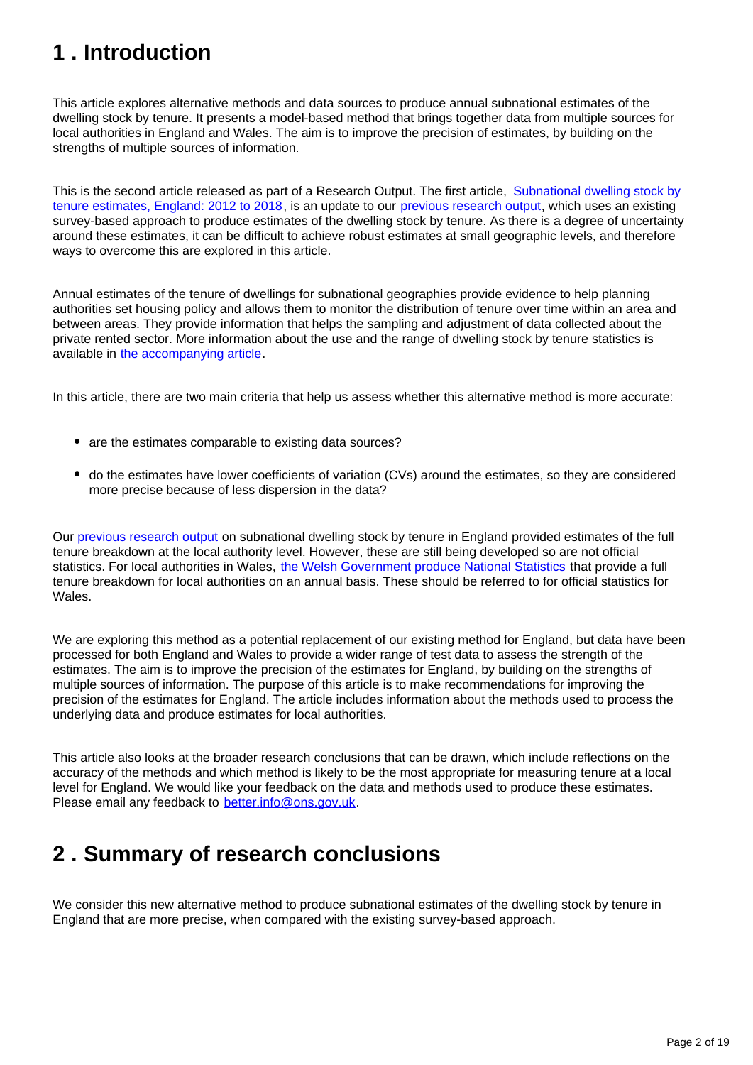# 1 . Introduction

This article explores alternative methods and data sources to produce annual subnational estimates of the dwelling stock by tenure. It presents a model-based method that brings together data from multiple sources for local authorities in England and Wales. The aim is to improve the precision of estimates, by building on the strengths of multiple sources of information.

This is the second article released as part of a Research Output. The first article, [Subnational dwelling stock by tenure estimates, England: 2012 to 2018](), is an update to our [previous research output](), which uses an existing survey-based approach to produce estimates of the dwelling stock by tenure. As there is a degree of uncertainty around these estimates, it can be difficult to achieve robust estimates at small geographic levels, and therefore ways to overcome this are explored in this article.

Annual estimates of the tenure of dwellings for subnational geographies provide evidence to help planning authorities set housing policy and allows them to monitor the distribution of tenure over time within an area and between areas. They provide information that helps the sampling and adjustment of data collected about the private rented sector. More information about the use and the range of dwelling stock by tenure statistics is available in [the accompanying article]().

In this article, there are two main criteria that help us assess whether this alternative method is more accurate:

- are the estimates comparable to existing data sources?
- do the estimates have lower coefficients of variation (CVs) around the estimates, so they are considered more precise because of less dispersion in the data?

Our [previous research output]() on subnational dwelling stock by tenure in England provided estimates of the full tenure breakdown at the local authority level. However, these are still being developed so are not official statistics. For local authorities in Wales, [the Welsh Government produce National Statistics]() that provide a full tenure breakdown for local authorities on an annual basis. These should be referred to for official statistics for Wales.

We are exploring this method as a potential replacement of our existing method for England, but data have been processed for both England and Wales to provide a wider range of test data to assess the strength of the estimates. The aim is to improve the precision of the estimates for England, by building on the strengths of multiple sources of information. The purpose of this article is to make recommendations for improving the precision of the estimates for England. The article includes information about the methods used to process the underlying data and produce estimates for local authorities.

This article also looks at the broader research conclusions that can be drawn, which include reflections on the accuracy of the methods and which method is likely to be the most appropriate for measuring tenure at a local level for England. We would like your feedback on the data and methods used to produce these estimates. Please email any feedback to [better.info@ons.gov.uk]().

# 2 . Summary of research conclusions

We consider this new alternative method to produce subnational estimates of the dwelling stock by tenure in England that are more precise, when compared with the existing survey-based approach.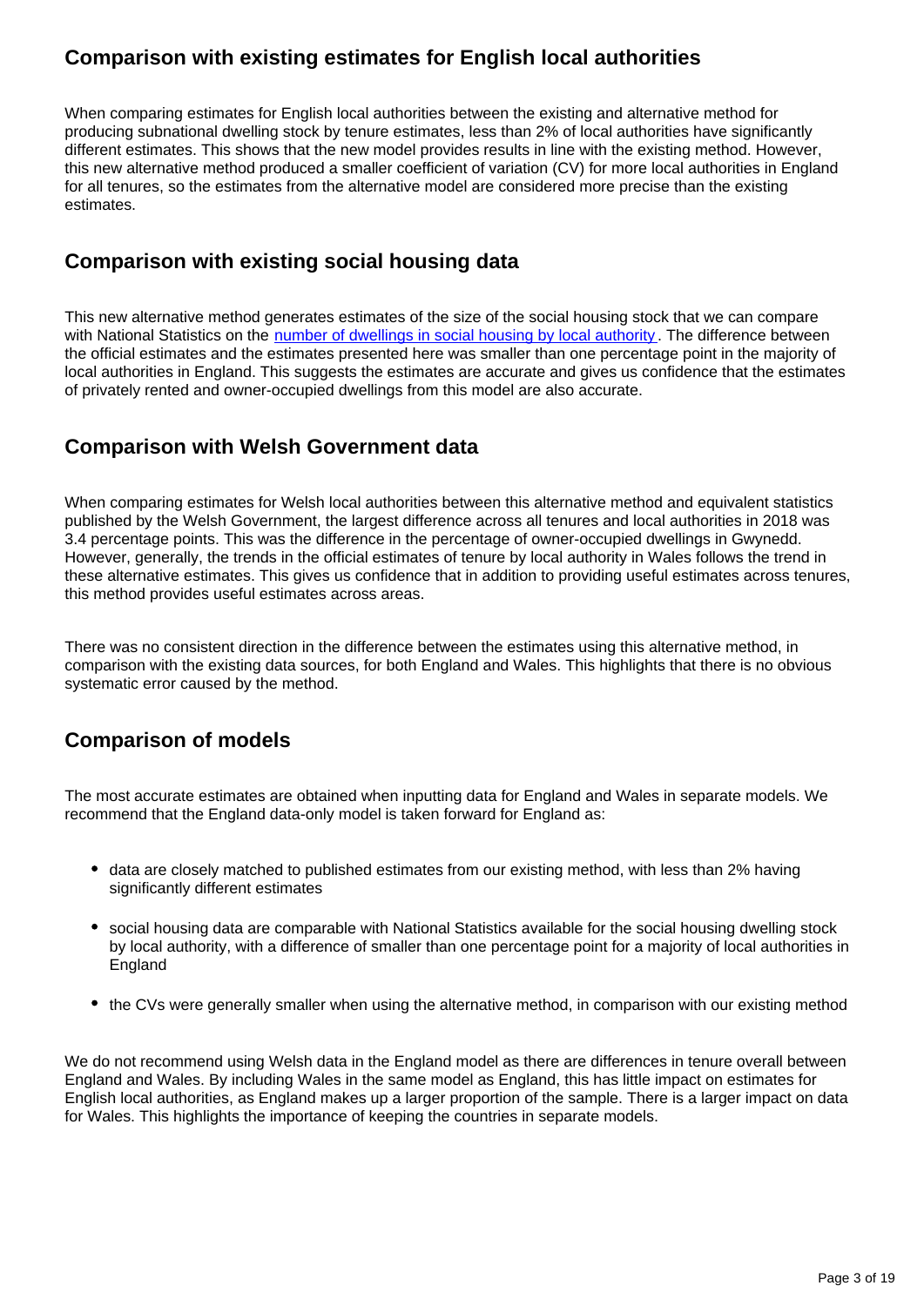## Comparison with existing estimates for English local authorities

When comparing estimates for English local authorities between the existing and alternative method for producing subnational dwelling stock by tenure estimates, less than 2% of local authorities have significantly different estimates. This shows that the new model provides results in line with the existing method. However, this new alternative method produced a smaller coefficient of variation (CV) for more local authorities in England for all tenures, so the estimates from the alternative model are considered more precise than the existing estimates.

## Comparison with existing social housing data

This new alternative method generates estimates of the size of the social housing stock that we can compare with National Statistics on the [number of dwellings in social housing by local authority](). The difference between the official estimates and the estimates presented here was smaller than one percentage point in the majority of local authorities in England. This suggests the estimates are accurate and gives us confidence that the estimates of privately rented and owner-occupied dwellings from this model are also accurate.

## Comparison with Welsh Government data

When comparing estimates for Welsh local authorities between this alternative method and equivalent statistics published by the Welsh Government, the largest difference across all tenures and local authorities in 2018 was 3.4 percentage points. This was the difference in the percentage of owner-occupied dwellings in Gwynedd. However, generally, the trends in the official estimates of tenure by local authority in Wales follows the trend in these alternative estimates. This gives us confidence that in addition to providing useful estimates across tenures, this method provides useful estimates across areas.

There was no consistent direction in the difference between the estimates using this alternative method, in comparison with the existing data sources, for both England and Wales. This highlights that there is no obvious systematic error caused by the method.

## Comparison of models

The most accurate estimates are obtained when inputting data for England and Wales in separate models. We recommend that the England data-only model is taken forward for England as:

- data are closely matched to published estimates from our existing method, with less than 2% having significantly different estimates
- social housing data are comparable with National Statistics available for the social housing dwelling stock by local authority, with a difference of smaller than one percentage point for a majority of local authorities in England
- the CVs were generally smaller when using the alternative method, in comparison with our existing method

We do not recommend using Welsh data in the England model as there are differences in tenure overall between England and Wales. By including Wales in the same model as England, this has little impact on estimates for English local authorities, as England makes up a larger proportion of the sample. There is a larger impact on data for Wales. This highlights the importance of keeping the countries in separate models.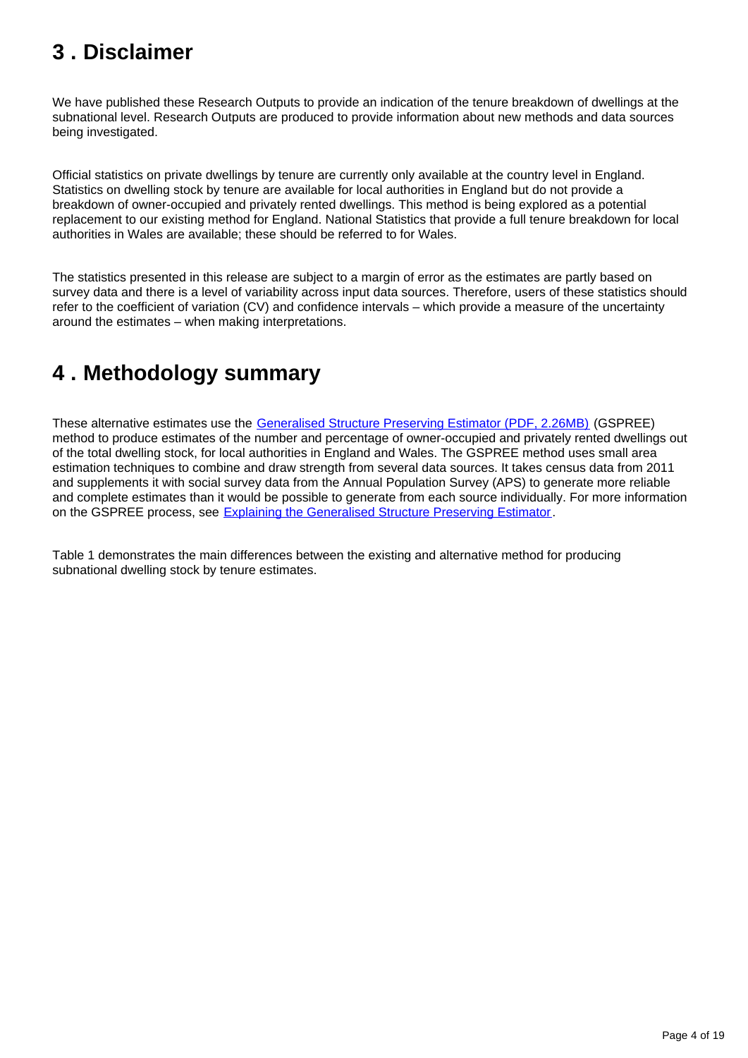## 3 . Disclaimer

We have published these Research Outputs to provide an indication of the tenure breakdown of dwellings at the subnational level. Research Outputs are produced to provide information about new methods and data sources being investigated.

Official statistics on private dwellings by tenure are currently only available at the country level in England. Statistics on dwelling stock by tenure are available for local authorities in England but do not provide a breakdown of owner-occupied and privately rented dwellings. This method is being explored as a potential replacement to our existing method for England. National Statistics that provide a full tenure breakdown for local authorities in Wales are available; these should be referred to for Wales.

The statistics presented in this release are subject to a margin of error as the estimates are partly based on survey data and there is a level of variability across input data sources. Therefore, users of these statistics should refer to the coefficient of variation (CV) and confidence intervals – which provide a measure of the uncertainty around the estimates – when making interpretations.

## 4 . Methodology summary

These alternative estimates use the [Generalised Structure Preserving Estimator (PDF, 2.26MB)](#) (GSPREE) method to produce estimates of the number and percentage of owner-occupied and privately rented dwellings out of the total dwelling stock, for local authorities in England and Wales. The GSPREE method uses small area estimation techniques to combine and draw strength from several data sources. It takes census data from 2011 and supplements it with social survey data from the Annual Population Survey (APS) to generate more reliable and complete estimates than it would be possible to generate from each source individually. For more information on the GSPREE process, see [Explaining the Generalised Structure Preserving Estimator](#).

Table 1 demonstrates the main differences between the existing and alternative method for producing subnational dwelling stock by tenure estimates.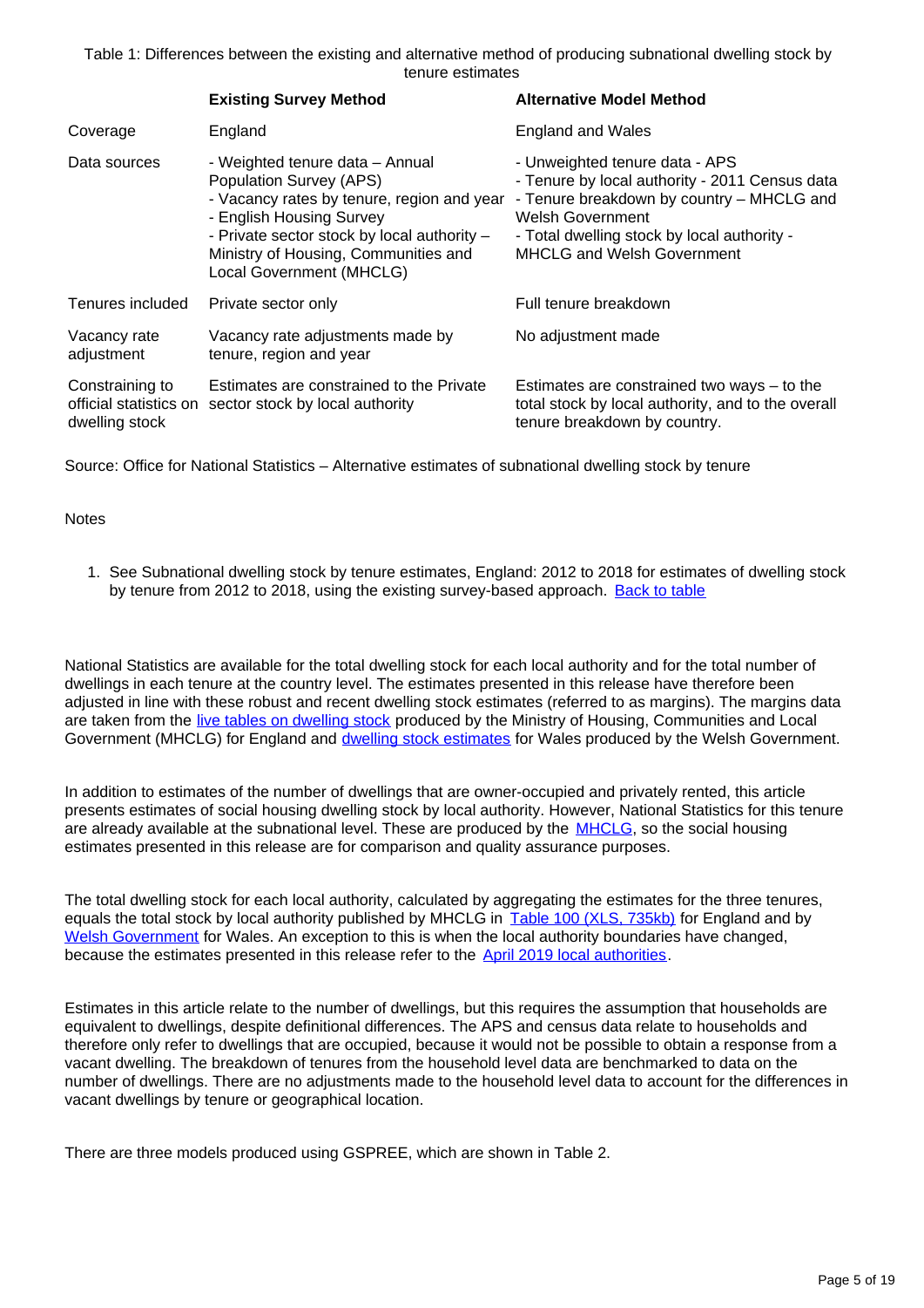Table 1: Differences between the existing and alternative method of producing subnational dwelling stock by tenure estimates

| | Existing Survey Method | Alternative Model Method |
|---|---|---|
| Coverage | England | England and Wales |
| Data sources | - Weighted tenure data – Annual Population Survey (APS)<br>- Vacancy rates by tenure, region and year - English Housing Survey<br>- Private sector stock by local authority – Ministry of Housing, Communities and Local Government (MHCLG) | - Unweighted tenure data - APS<br>- Tenure by local authority - 2011 Census data<br>- Tenure breakdown by country – MHCLG and Welsh Government<br>- Total dwelling stock by local authority - MHCLG and Welsh Government |
| Tenures included | Private sector only | Full tenure breakdown |
| Vacancy rate adjustment | Vacancy rate adjustments made by tenure, region and year | No adjustment made |
| Constraining to official statistics on dwelling stock | Estimates are constrained to the Private sector stock by local authority | Estimates are constrained two ways – to the total stock by local authority, and to the overall tenure breakdown by country. |

Source: Office for National Statistics – Alternative estimates of subnational dwelling stock by tenure

Notes

1. See Subnational dwelling stock by tenure estimates, England: 2012 to 2018 for estimates of dwelling stock by tenure from 2012 to 2018, using the existing survey-based approach. Back to table

National Statistics are available for the total dwelling stock for each local authority and for the total number of dwellings in each tenure at the country level. The estimates presented in this release have therefore been adjusted in line with these robust and recent dwelling stock estimates (referred to as margins). The margins data are taken from the live tables on dwelling stock produced by the Ministry of Housing, Communities and Local Government (MHCLG) for England and dwelling stock estimates for Wales produced by the Welsh Government.

In addition to estimates of the number of dwellings that are owner-occupied and privately rented, this article presents estimates of social housing dwelling stock by local authority. However, National Statistics for this tenure are already available at the subnational level. These are produced by the MHCLG, so the social housing estimates presented in this release are for comparison and quality assurance purposes.

The total dwelling stock for each local authority, calculated by aggregating the estimates for the three tenures, equals the total stock by local authority published by MHCLG in Table 100 (XLS, 735kb) for England and by Welsh Government for Wales. An exception to this is when the local authority boundaries have changed, because the estimates presented in this release refer to the April 2019 local authorities.

Estimates in this article relate to the number of dwellings, but this requires the assumption that households are equivalent to dwellings, despite definitional differences. The APS and census data relate to households and therefore only refer to dwellings that are occupied, because it would not be possible to obtain a response from a vacant dwelling. The breakdown of tenures from the household level data are benchmarked to data on the number of dwellings. There are no adjustments made to the household level data to account for the differences in vacant dwellings by tenure or geographical location.

There are three models produced using GSPREE, which are shown in Table 2.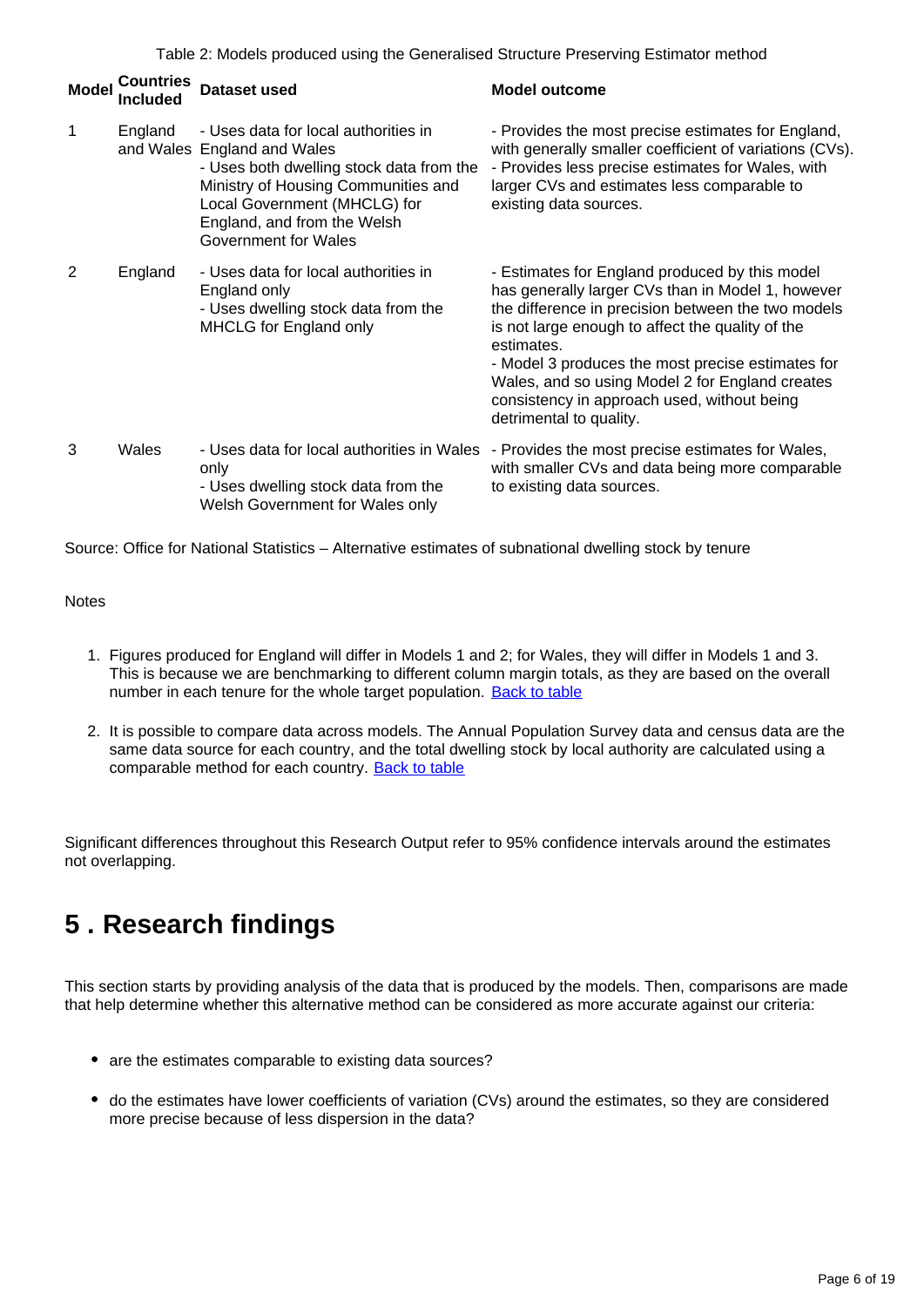Table 2: Models produced using the Generalised Structure Preserving Estimator method

| Model | Countries Included | Dataset used | Model outcome |
|---|---|---|---|
| 1 | England and Wales | - Uses data for local authorities in England and Wales<br>- Uses both dwelling stock data from the Ministry of Housing Communities and Local Government (MHCLG) for England, and from the Welsh Government for Wales | - Provides the most precise estimates for England, with generally smaller coefficient of variations (CVs).<br>- Provides less precise estimates for Wales, with larger CVs and estimates less comparable to existing data sources. |
| 2 | England | - Uses data for local authorities in England only<br>- Uses dwelling stock data from the MHCLG for England only | - Estimates for England produced by this model has generally larger CVs than in Model 1, however the difference in precision between the two models is not large enough to affect the quality of the estimates.<br>- Model 3 produces the most precise estimates for Wales, and so using Model 2 for England creates consistency in approach used, without being detrimental to quality. |
| 3 | Wales | - Uses data for local authorities in Wales only<br>- Uses dwelling stock data from the Welsh Government for Wales only | - Provides the most precise estimates for Wales, with smaller CVs and data being more comparable to existing data sources. |

Source: Office for National Statistics – Alternative estimates of subnational dwelling stock by tenure

Notes

1. Figures produced for England will differ in Models 1 and 2; for Wales, they will differ in Models 1 and 3. This is because we are benchmarking to different column margin totals, as they are based on the overall number in each tenure for the whole target population. Back to table

2. It is possible to compare data across models. The Annual Population Survey data and census data are the same data source for each country, and the total dwelling stock by local authority are calculated using a comparable method for each country. Back to table

Significant differences throughout this Research Output refer to 95% confidence intervals around the estimates not overlapping.

## 5 . Research findings

This section starts by providing analysis of the data that is produced by the models. Then, comparisons are made that help determine whether this alternative method can be considered as more accurate against our criteria:

- are the estimates comparable to existing data sources?
- do the estimates have lower coefficients of variation (CVs) around the estimates, so they are considered more precise because of less dispersion in the data?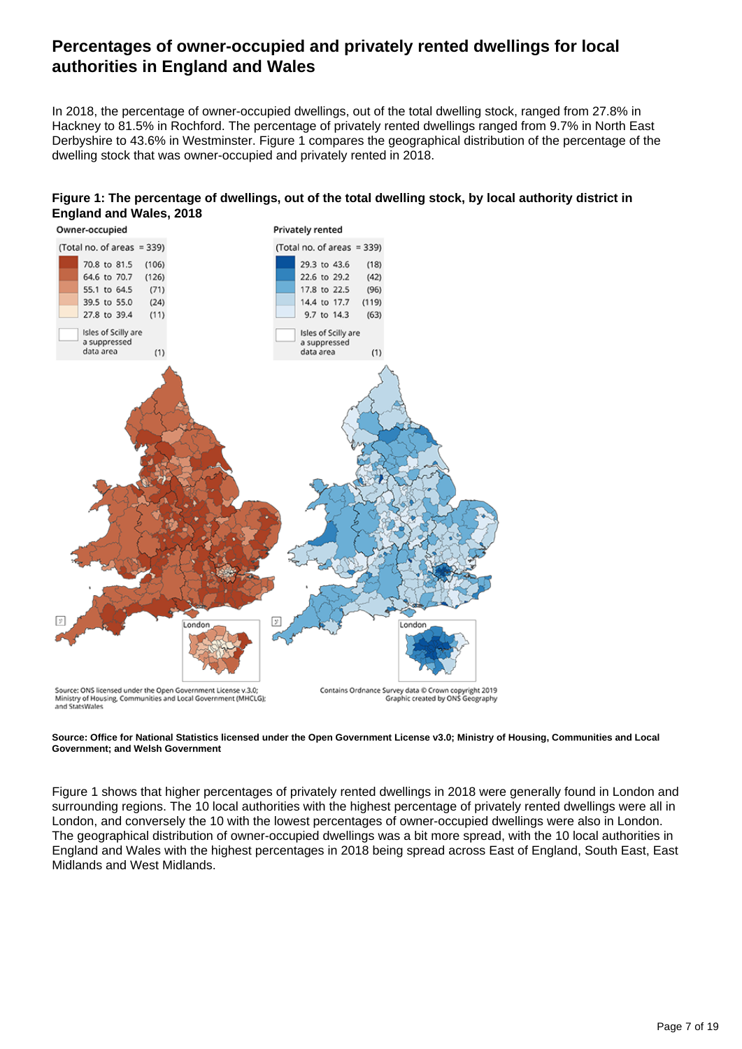## Percentages of owner-occupied and privately rented dwellings for local authorities in England and Wales

In 2018, the percentage of owner-occupied dwellings, out of the total dwelling stock, ranged from 27.8% in Hackney to 81.5% in Rochford. The percentage of privately rented dwellings ranged from 9.7% in North East Derbyshire to 43.6% in Westminster. Figure 1 compares the geographical distribution of the percentage of the dwelling stock that was owner-occupied and privately rented in 2018.

**Figure 1: The percentage of dwellings, out of the total dwelling stock, by local authority district in England and Wales, 2018**

**Source: Office for National Statistics licensed under the Open Government License v3.0; Ministry of Housing, Communities and Local Government; and Welsh Government**

Figure 1 shows that higher percentages of privately rented dwellings in 2018 were generally found in London and surrounding regions. The 10 local authorities with the highest percentage of privately rented dwellings were all in London, and conversely the 10 with the lowest percentages of owner-occupied dwellings were also in London. The geographical distribution of owner-occupied dwellings was a bit more spread, with the 10 local authorities in England and Wales with the highest percentages in 2018 being spread across East of England, South East, East Midlands and West Midlands.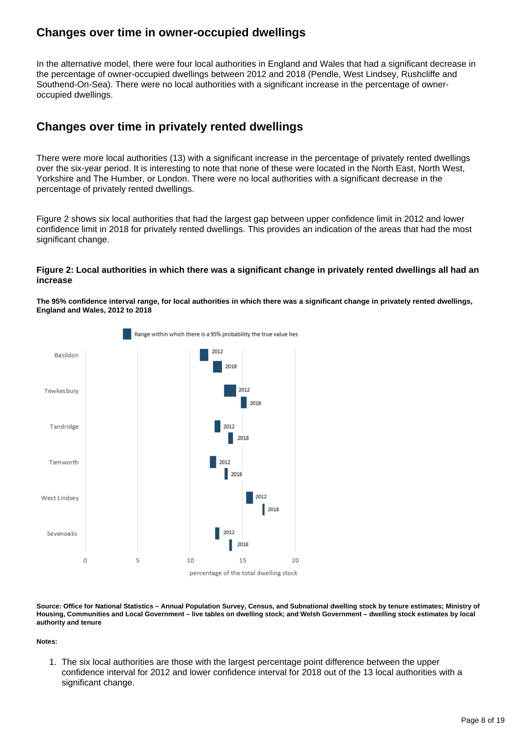## Changes over time in owner-occupied dwellings

In the alternative model, there were four local authorities in England and Wales that had a significant decrease in the percentage of owner-occupied dwellings between 2012 and 2018 (Pendle, West Lindsey, Rushcliffe and Southend-On-Sea). There were no local authorities with a significant increase in the percentage of owner-occupied dwellings.

## Changes over time in privately rented dwellings

There were more local authorities (13) with a significant increase in the percentage of privately rented dwellings over the six-year period. It is interesting to note that none of these were located in the North East, North West, Yorkshire and The Humber, or London. There were no local authorities with a significant decrease in the percentage of privately rented dwellings.

Figure 2 shows six local authorities that had the largest gap between upper confidence limit in 2012 and lower confidence limit in 2018 for privately rented dwellings. This provides an indication of the areas that had the most significant change.

#### Figure 2: Local authorities in which there was a significant change in privately rented dwellings all had an increase

**The 95% confidence interval range, for local authorities in which there was a significant change in privately rented dwellings, England and Wales, 2012 to 2018**

Range within which there is a 95% probability the true value lies

Basildon, Tewkesbury, Tandridge, Tamworth, West Lindsey, Sevenoaks (2012 and 2018)

percentage of the total dwelling stock (0, 5, 10, 15, 20)

**Source: Office for National Statistics – Annual Population Survey, Census, and Subnational dwelling stock by tenure estimates; Ministry of Housing, Communities and Local Government – live tables on dwelling stock; and Welsh Government – dwelling stock estimates by local authority and tenure**

**Notes:**

1. The six local authorities are those with the largest percentage point difference between the upper confidence interval for 2012 and lower confidence interval for 2018 out of the 13 local authorities with a significant change.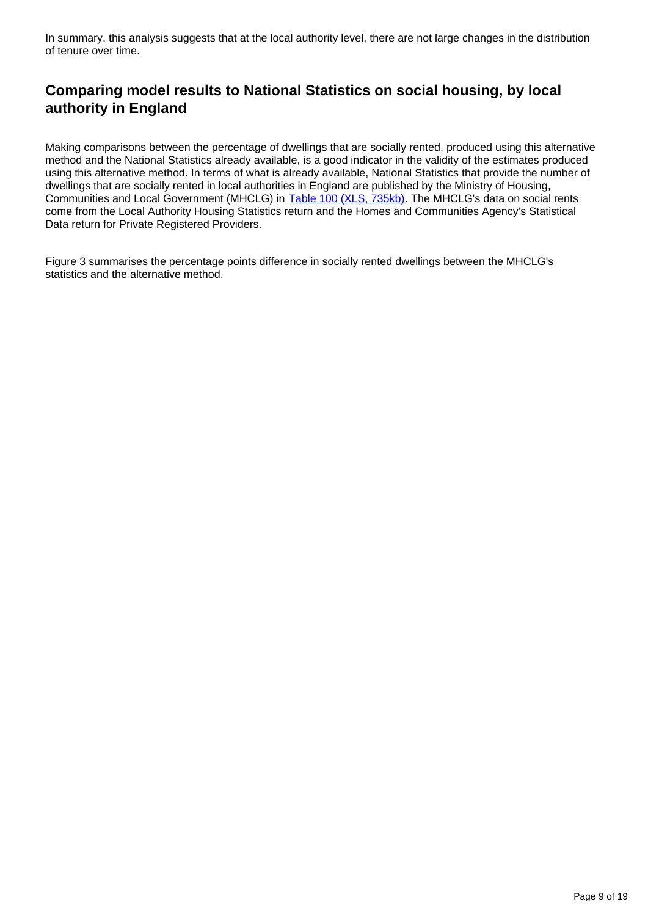In summary, this analysis suggests that at the local authority level, there are not large changes in the distribution of tenure over time.

## Comparing model results to National Statistics on social housing, by local authority in England

Making comparisons between the percentage of dwellings that are socially rented, produced using this alternative method and the National Statistics already available, is a good indicator in the validity of the estimates produced using this alternative method. In terms of what is already available, National Statistics that provide the number of dwellings that are socially rented in local authorities in England are published by the Ministry of Housing, Communities and Local Government (MHCLG) in [Table 100 (XLS, 735kb)](). The MHCLG's data on social rents come from the Local Authority Housing Statistics return and the Homes and Communities Agency's Statistical Data return for Private Registered Providers.

Figure 3 summarises the percentage points difference in socially rented dwellings between the MHCLG's statistics and the alternative method.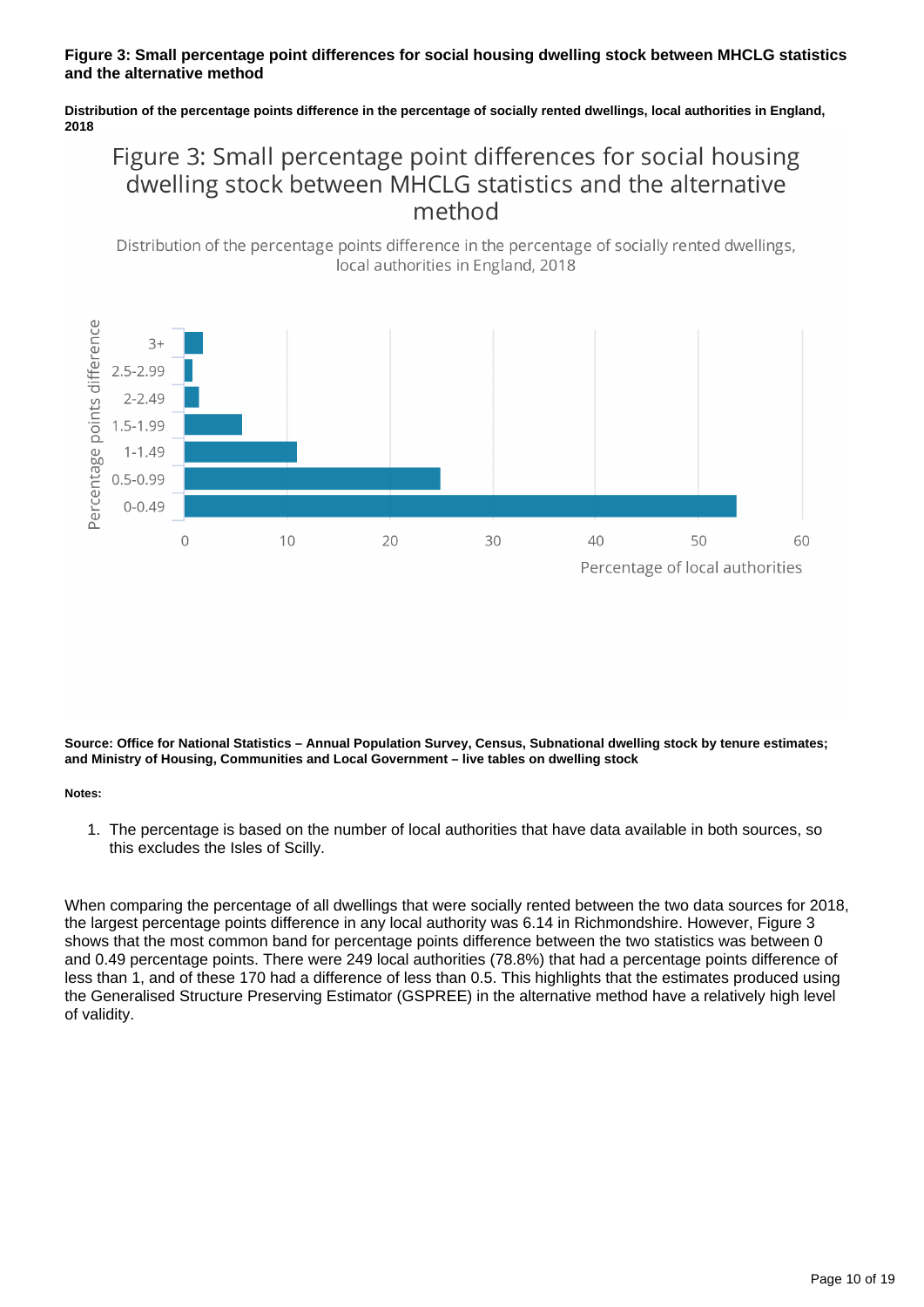**Figure 3: Small percentage point differences for social housing dwelling stock between MHCLG statistics and the alternative method**

**Distribution of the percentage points difference in the percentage of socially rented dwellings, local authorities in England, 2018**

Figure 3: Small percentage point differences for social housing dwelling stock between MHCLG statistics and the alternative method

Distribution of the percentage points difference in the percentage of socially rented dwellings, local authorities in England, 2018

| Percentage points difference | Percentage of local authorities (approx.) |
|---|---|
| 3+ | 1.8 |
| 2.5-2.99 | 0.8 |
| 2-2.49 | 1.4 |
| 1.5-1.99 | 5.6 |
| 1-1.49 | 11 |
| 0.5-0.99 | 25 |
| 0-0.49 | 53.8 |

**Source: Office for National Statistics – Annual Population Survey, Census, Subnational dwelling stock by tenure estimates; and Ministry of Housing, Communities and Local Government – live tables on dwelling stock**

**Notes:**

1. The percentage is based on the number of local authorities that have data available in both sources, so this excludes the Isles of Scilly.

When comparing the percentage of all dwellings that were socially rented between the two data sources for 2018, the largest percentage points difference in any local authority was 6.14 in Richmondshire. However, Figure 3 shows that the most common band for percentage points difference between the two statistics was between 0 and 0.49 percentage points. There were 249 local authorities (78.8%) that had a percentage points difference of less than 1, and of these 170 had a difference of less than 0.5. This highlights that the estimates produced using the Generalised Structure Preserving Estimator (GSPREE) in the alternative method have a relatively high level of validity.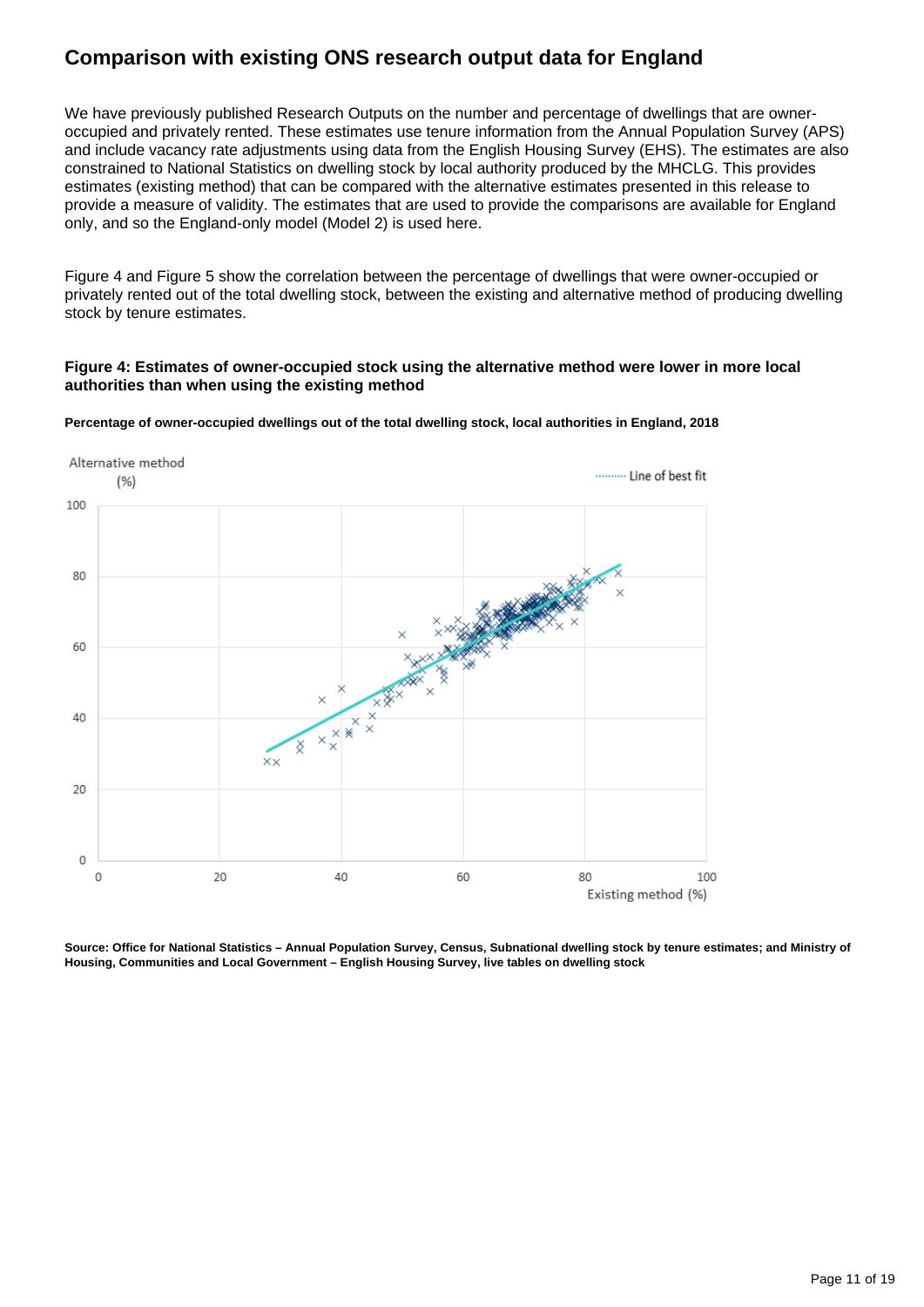## Comparison with existing ONS research output data for England

We have previously published Research Outputs on the number and percentage of dwellings that are owner-occupied and privately rented. These estimates use tenure information from the Annual Population Survey (APS) and include vacancy rate adjustments using data from the English Housing Survey (EHS). The estimates are also constrained to National Statistics on dwelling stock by local authority produced by the MHCLG. This provides estimates (existing method) that can be compared with the alternative estimates presented in this release to provide a measure of validity. The estimates that are used to provide the comparisons are available for England only, and so the England-only model (Model 2) is used here.

Figure 4 and Figure 5 show the correlation between the percentage of dwellings that were owner-occupied or privately rented out of the total dwelling stock, between the existing and alternative method of producing dwelling stock by tenure estimates.

#### Figure 4: Estimates of owner-occupied stock using the alternative method were lower in more local authorities than when using the existing method

**Percentage of owner-occupied dwellings out of the total dwelling stock, local authorities in England, 2018**

**Source: Office for National Statistics – Annual Population Survey, Census, Subnational dwelling stock by tenure estimates; and Ministry of Housing, Communities and Local Government – English Housing Survey, live tables on dwelling stock**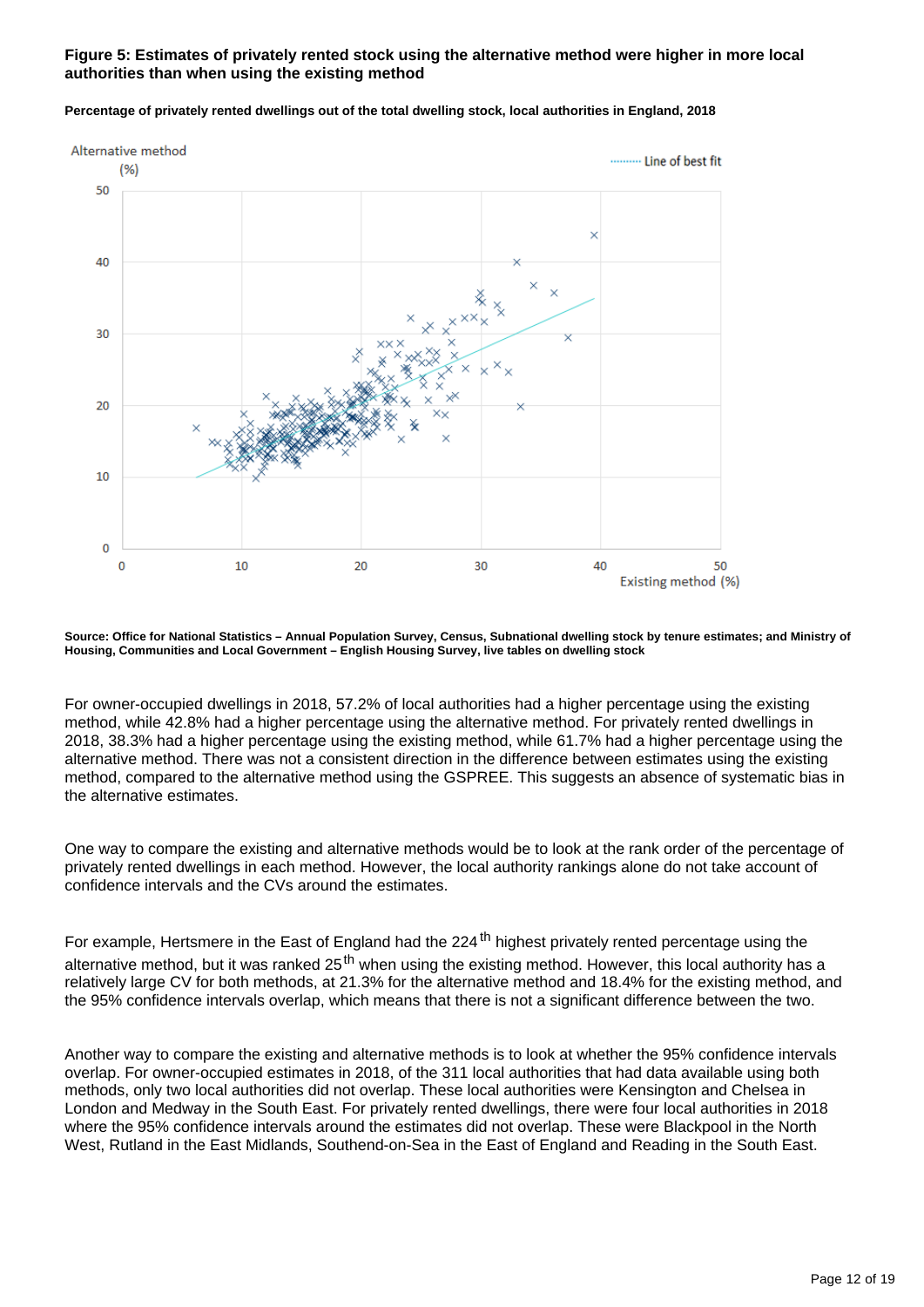**Figure 5: Estimates of privately rented stock using the alternative method were higher in more local authorities than when using the existing method**

**Percentage of privately rented dwellings out of the total dwelling stock, local authorities in England, 2018**

**Source: Office for National Statistics – Annual Population Survey, Census, Subnational dwelling stock by tenure estimates; and Ministry of Housing, Communities and Local Government – English Housing Survey, live tables on dwelling stock**

For owner-occupied dwellings in 2018, 57.2% of local authorities had a higher percentage using the existing method, while 42.8% had a higher percentage using the alternative method. For privately rented dwellings in 2018, 38.3% had a higher percentage using the existing method, while 61.7% had a higher percentage using the alternative method. There was not a consistent direction in the difference between estimates using the existing method, compared to the alternative method using the GSPREE. This suggests an absence of systematic bias in the alternative estimates.

One way to compare the existing and alternative methods would be to look at the rank order of the percentage of privately rented dwellings in each method. However, the local authority rankings alone do not take account of confidence intervals and the CVs around the estimates.

For example, Hertsmere in the East of England had the 224th highest privately rented percentage using the alternative method, but it was ranked 25th when using the existing method. However, this local authority has a relatively large CV for both methods, at 21.3% for the alternative method and 18.4% for the existing method, and the 95% confidence intervals overlap, which means that there is not a significant difference between the two.

Another way to compare the existing and alternative methods is to look at whether the 95% confidence intervals overlap. For owner-occupied estimates in 2018, of the 311 local authorities that had data available using both methods, only two local authorities did not overlap. These local authorities were Kensington and Chelsea in London and Medway in the South East. For privately rented dwellings, there were four local authorities in 2018 where the 95% confidence intervals around the estimates did not overlap. These were Blackpool in the North West, Rutland in the East Midlands, Southend-on-Sea in the East of England and Reading in the South East.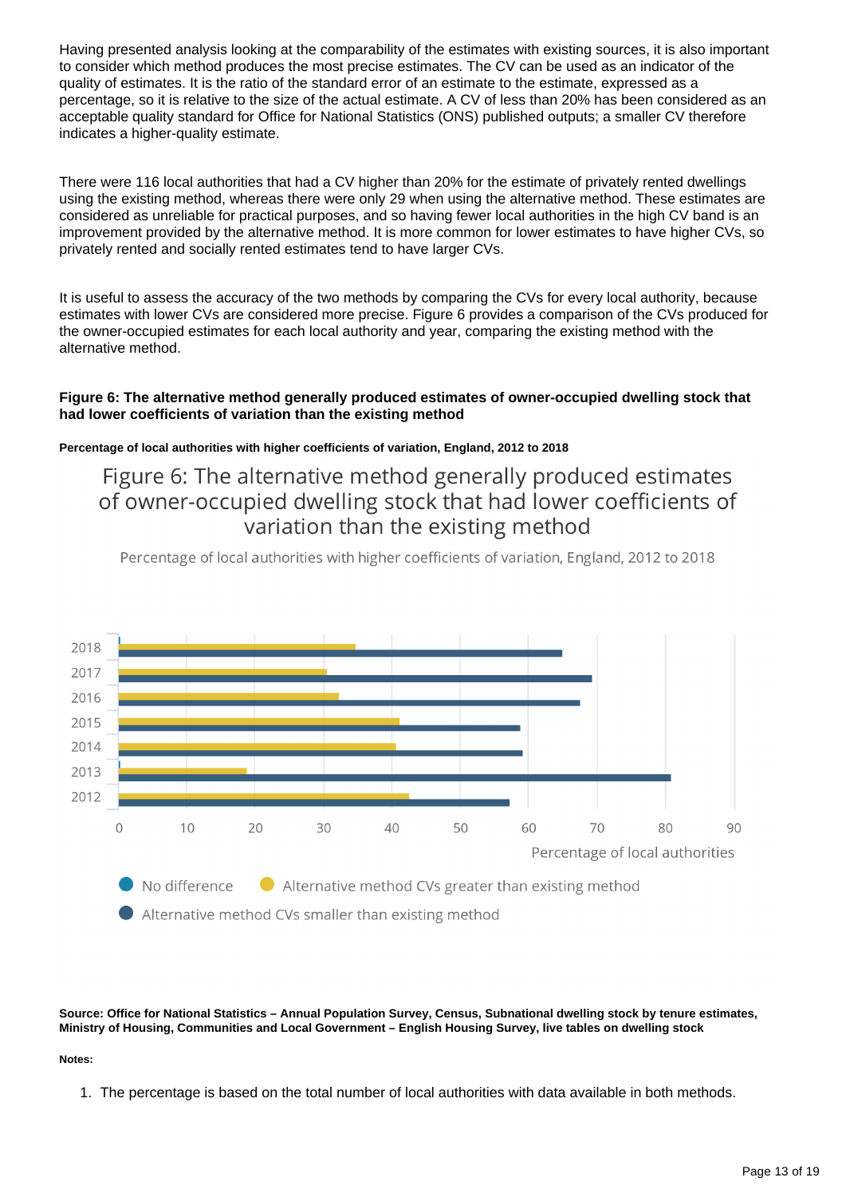Having presented analysis looking at the comparability of the estimates with existing sources, it is also important to consider which method produces the most precise estimates. The CV can be used as an indicator of the quality of estimates. It is the ratio of the standard error of an estimate to the estimate, expressed as a percentage, so it is relative to the size of the actual estimate. A CV of less than 20% has been considered as an acceptable quality standard for Office for National Statistics (ONS) published outputs; a smaller CV therefore indicates a higher-quality estimate.

There were 116 local authorities that had a CV higher than 20% for the estimate of privately rented dwellings using the existing method, whereas there were only 29 when using the alternative method. These estimates are considered as unreliable for practical purposes, and so having fewer local authorities in the high CV band is an improvement provided by the alternative method. It is more common for lower estimates to have higher CVs, so privately rented and socially rented estimates tend to have larger CVs.

It is useful to assess the accuracy of the two methods by comparing the CVs for every local authority, because estimates with lower CVs are considered more precise. Figure 6 provides a comparison of the CVs produced for the owner-occupied estimates for each local authority and year, comparing the existing method with the alternative method.

**Figure 6: The alternative method generally produced estimates of owner-occupied dwelling stock that had lower coefficients of variation than the existing method**

**Percentage of local authorities with higher coefficients of variation, England, 2012 to 2018**

Figure 6: The alternative method generally produced estimates of owner-occupied dwelling stock that had lower coefficients of variation than the existing method

Percentage of local authorities with higher coefficients of variation, England, 2012 to 2018

| Year | No difference | Alternative method CVs greater than existing method | Alternative method CVs smaller than existing method |
|---|---|---|---|
| 2018 | ~0.2 | ~34.7 | ~64.9 |
| 2017 | 0 | ~30.4 | ~69.2 |
| 2016 | 0 | ~32.2 | ~67.5 |
| 2015 | 0 | ~41.1 | ~58.8 |
| 2014 | 0 | ~40.5 | ~59.2 |
| 2013 | ~0.2 | ~18.8 | ~80.8 |
| 2012 | 0 | ~42.6 | ~57.3 |

Percentage of local authorities

**Source: Office for National Statistics – Annual Population Survey, Census, Subnational dwelling stock by tenure estimates, Ministry of Housing, Communities and Local Government – English Housing Survey, live tables on dwelling stock**

**Notes:**

1. The percentage is based on the total number of local authorities with data available in both methods.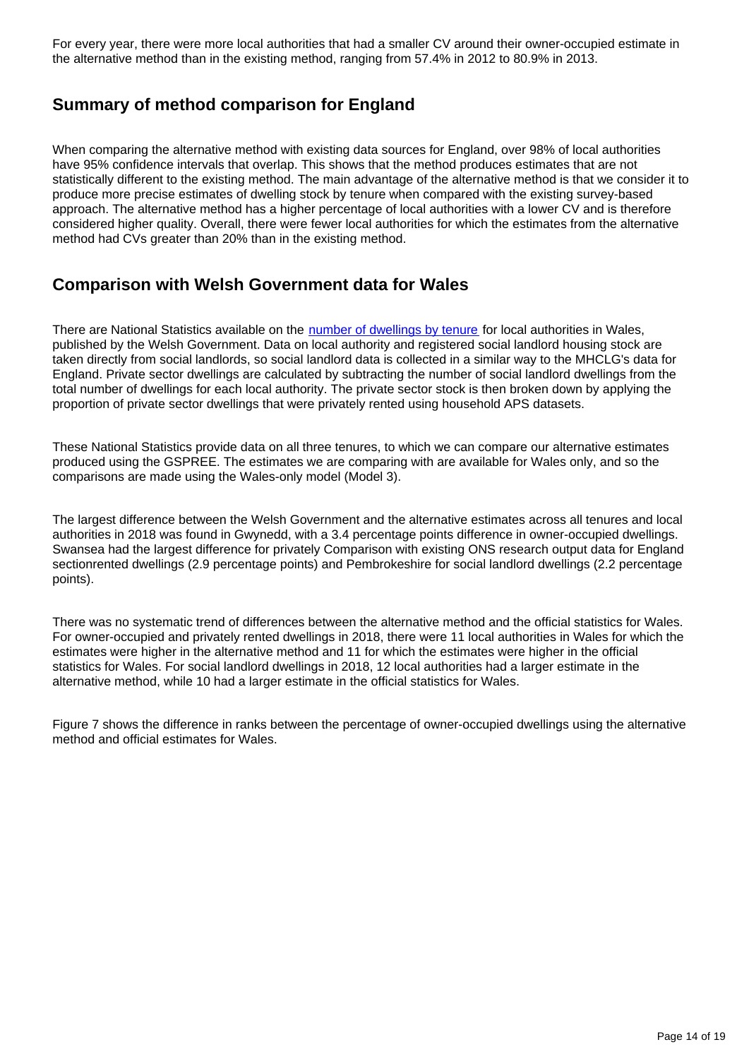For every year, there were more local authorities that had a smaller CV around their owner-occupied estimate in the alternative method than in the existing method, ranging from 57.4% in 2012 to 80.9% in 2013.

## Summary of method comparison for England

When comparing the alternative method with existing data sources for England, over 98% of local authorities have 95% confidence intervals that overlap. This shows that the method produces estimates that are not statistically different to the existing method. The main advantage of the alternative method is that we consider it to produce more precise estimates of dwelling stock by tenure when compared with the existing survey-based approach. The alternative method has a higher percentage of local authorities with a lower CV and is therefore considered higher quality. Overall, there were fewer local authorities for which the estimates from the alternative method had CVs greater than 20% than in the existing method.

## Comparison with Welsh Government data for Wales

There are National Statistics available on the number of dwellings by tenure for local authorities in Wales, published by the Welsh Government. Data on local authority and registered social landlord housing stock are taken directly from social landlords, so social landlord data is collected in a similar way to the MHCLG's data for England. Private sector dwellings are calculated by subtracting the number of social landlord dwellings from the total number of dwellings for each local authority. The private sector stock is then broken down by applying the proportion of private sector dwellings that were privately rented using household APS datasets.

These National Statistics provide data on all three tenures, to which we can compare our alternative estimates produced using the GSPREE. The estimates we are comparing with are available for Wales only, and so the comparisons are made using the Wales-only model (Model 3).

The largest difference between the Welsh Government and the alternative estimates across all tenures and local authorities in 2018 was found in Gwynedd, with a 3.4 percentage points difference in owner-occupied dwellings. Swansea had the largest difference for privately Comparison with existing ONS research output data for England sectionrented dwellings (2.9 percentage points) and Pembrokeshire for social landlord dwellings (2.2 percentage points).

There was no systematic trend of differences between the alternative method and the official statistics for Wales. For owner-occupied and privately rented dwellings in 2018, there were 11 local authorities in Wales for which the estimates were higher in the alternative method and 11 for which the estimates were higher in the official statistics for Wales. For social landlord dwellings in 2018, 12 local authorities had a larger estimate in the alternative method, while 10 had a larger estimate in the official statistics for Wales.

Figure 7 shows the difference in ranks between the percentage of owner-occupied dwellings using the alternative method and official estimates for Wales.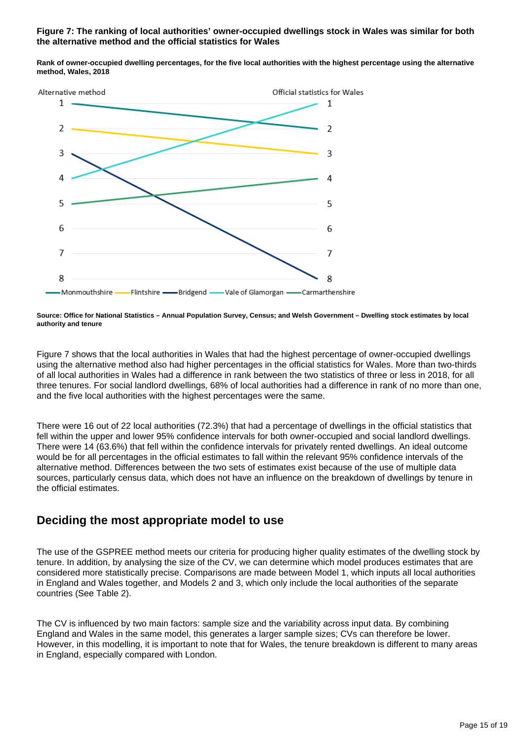**Figure 7: The ranking of local authorities' owner-occupied dwellings stock in Wales was similar for both the alternative method and the official statistics for Wales**

**Rank of owner-occupied dwelling percentages, for the five local authorities with the highest percentage using the alternative method, Wales, 2018**

**Source: Office for National Statistics – Annual Population Survey, Census; and Welsh Government – Dwelling stock estimates by local authority and tenure**

Figure 7 shows that the local authorities in Wales that had the highest percentage of owner-occupied dwellings using the alternative method also had higher percentages in the official statistics for Wales. More than two-thirds of all local authorities in Wales had a difference in rank between the two statistics of three or less in 2018, for all three tenures. For social landlord dwellings, 68% of local authorities had a difference in rank of no more than one, and the five local authorities with the highest percentages were the same.

There were 16 out of 22 local authorities (72.3%) that had a percentage of dwellings in the official statistics that fell within the upper and lower 95% confidence intervals for both owner-occupied and social landlord dwellings. There were 14 (63.6%) that fell within the confidence intervals for privately rented dwellings. An ideal outcome would be for all percentages in the official estimates to fall within the relevant 95% confidence intervals of the alternative method. Differences between the two sets of estimates exist because of the use of multiple data sources, particularly census data, which does not have an influence on the breakdown of dwellings by tenure in the official estimates.

## Deciding the most appropriate model to use

The use of the GSPREE method meets our criteria for producing higher quality estimates of the dwelling stock by tenure. In addition, by analysing the size of the CV, we can determine which model produces estimates that are considered more statistically precise. Comparisons are made between Model 1, which inputs all local authorities in England and Wales together, and Models 2 and 3, which only include the local authorities of the separate countries (See Table 2).

The CV is influenced by two main factors: sample size and the variability across input data. By combining England and Wales in the same model, this generates a larger sample sizes; CVs can therefore be lower. However, in this modelling, it is important to note that for Wales, the tenure breakdown is different to many areas in England, especially compared with London.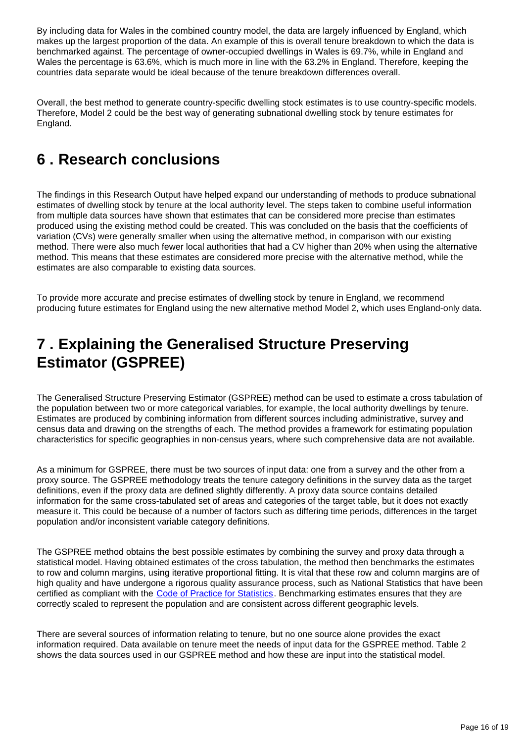By including data for Wales in the combined country model, the data are largely influenced by England, which makes up the largest proportion of the data. An example of this is overall tenure breakdown to which the data is benchmarked against. The percentage of owner-occupied dwellings in Wales is 69.7%, while in England and Wales the percentage is 63.6%, which is much more in line with the 63.2% in England. Therefore, keeping the countries data separate would be ideal because of the tenure breakdown differences overall.

Overall, the best method to generate country-specific dwelling stock estimates is to use country-specific models. Therefore, Model 2 could be the best way of generating subnational dwelling stock by tenure estimates for England.

## 6 . Research conclusions

The findings in this Research Output have helped expand our understanding of methods to produce subnational estimates of dwelling stock by tenure at the local authority level. The steps taken to combine useful information from multiple data sources have shown that estimates that can be considered more precise than estimates produced using the existing method could be created. This was concluded on the basis that the coefficients of variation (CVs) were generally smaller when using the alternative method, in comparison with our existing method. There were also much fewer local authorities that had a CV higher than 20% when using the alternative method. This means that these estimates are considered more precise with the alternative method, while the estimates are also comparable to existing data sources.

To provide more accurate and precise estimates of dwelling stock by tenure in England, we recommend producing future estimates for England using the new alternative method Model 2, which uses England-only data.

## 7 . Explaining the Generalised Structure Preserving Estimator (GSPREE)

The Generalised Structure Preserving Estimator (GSPREE) method can be used to estimate a cross tabulation of the population between two or more categorical variables, for example, the local authority dwellings by tenure. Estimates are produced by combining information from different sources including administrative, survey and census data and drawing on the strengths of each. The method provides a framework for estimating population characteristics for specific geographies in non-census years, where such comprehensive data are not available.

As a minimum for GSPREE, there must be two sources of input data: one from a survey and the other from a proxy source. The GSPREE methodology treats the tenure category definitions in the survey data as the target definitions, even if the proxy data are defined slightly differently. A proxy data source contains detailed information for the same cross-tabulated set of areas and categories of the target table, but it does not exactly measure it. This could be because of a number of factors such as differing time periods, differences in the target population and/or inconsistent variable category definitions.

The GSPREE method obtains the best possible estimates by combining the survey and proxy data through a statistical model. Having obtained estimates of the cross tabulation, the method then benchmarks the estimates to row and column margins, using iterative proportional fitting. It is vital that these row and column margins are of high quality and have undergone a rigorous quality assurance process, such as National Statistics that have been certified as compliant with the Code of Practice for Statistics. Benchmarking estimates ensures that they are correctly scaled to represent the population and are consistent across different geographic levels.

There are several sources of information relating to tenure, but no one source alone provides the exact information required. Data available on tenure meet the needs of input data for the GSPREE method. Table 2 shows the data sources used in our GSPREE method and how these are input into the statistical model.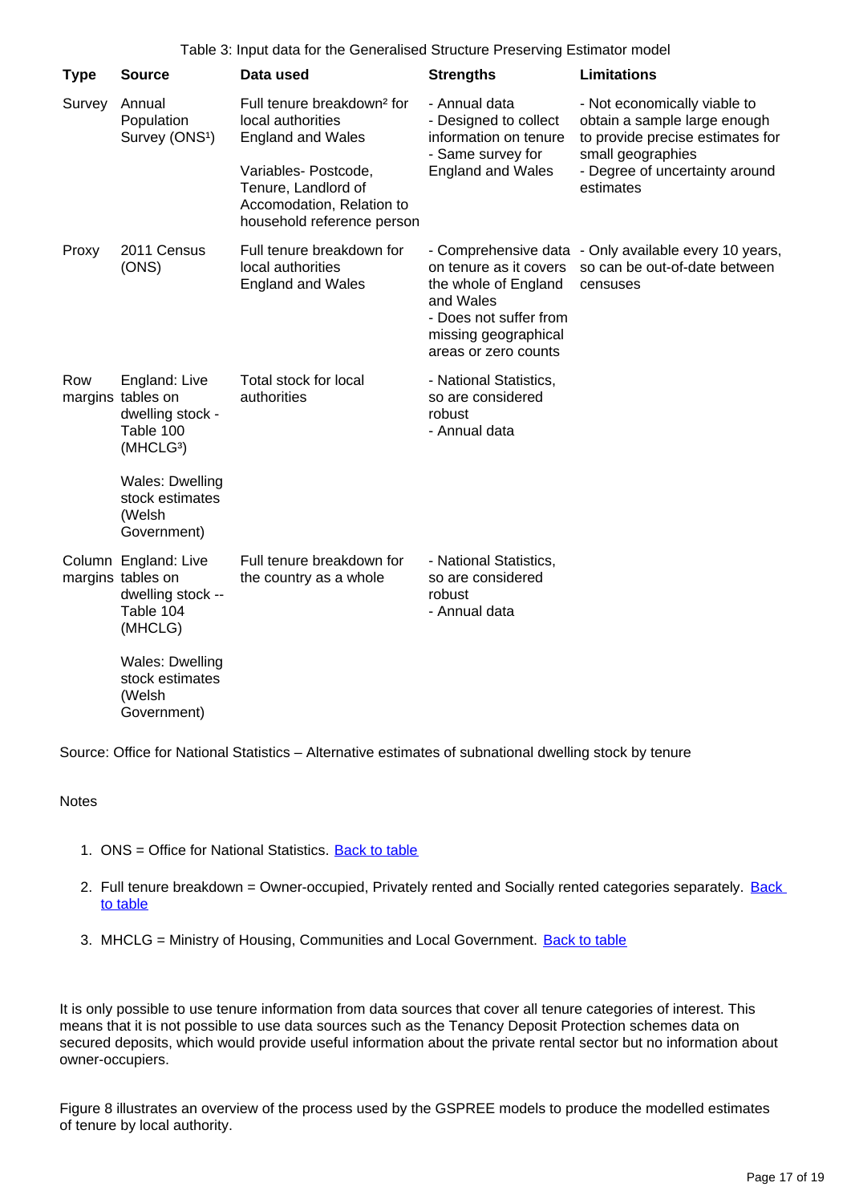Table 3: Input data for the Generalised Structure Preserving Estimator model

| Type | Source | Data used | Strengths | Limitations |
|---|---|---|---|---|
| Survey | Annual Population Survey (ONS[1]) | Full tenure breakdown[2] for local authorities England and Wales<br><br>Variables- Postcode, Tenure, Landlord of Accomodation, Relation to household reference person | - Annual data<br>- Designed to collect information on tenure<br>- Same survey for England and Wales | - Not economically viable to obtain a sample large enough to provide precise estimates for small geographies<br>- Degree of uncertainty around estimates |
| Proxy | 2011 Census (ONS) | Full tenure breakdown for local authorities England and Wales | - Comprehensive data on tenure as it covers the whole of England and Wales<br>- Does not suffer from missing geographical areas or zero counts | - Only available every 10 years, so can be out-of-date between censuses |
| Row margins | England: Live tables on dwelling stock - Table 100 (MHCLG[3])<br><br>Wales: Dwelling stock estimates (Welsh Government) | Total stock for local authorities | - National Statistics, so are considered robust<br>- Annual data | |
| Column margins | England: Live tables on dwelling stock -- Table 104 (MHCLG)<br><br>Wales: Dwelling stock estimates (Welsh Government) | Full tenure breakdown for the country as a whole | - National Statistics, so are considered robust<br>- Annual data | |

Source: Office for National Statistics – Alternative estimates of subnational dwelling stock by tenure

Notes

1. ONS = Office for National Statistics. Back to table
2. Full tenure breakdown = Owner-occupied, Privately rented and Socially rented categories separately. Back to table
3. MHCLG = Ministry of Housing, Communities and Local Government. Back to table

It is only possible to use tenure information from data sources that cover all tenure categories of interest. This means that it is not possible to use data sources such as the Tenancy Deposit Protection schemes data on secured deposits, which would provide useful information about the private rental sector but no information about owner-occupiers.

Figure 8 illustrates an overview of the process used by the GSPREE models to produce the modelled estimates of tenure by local authority.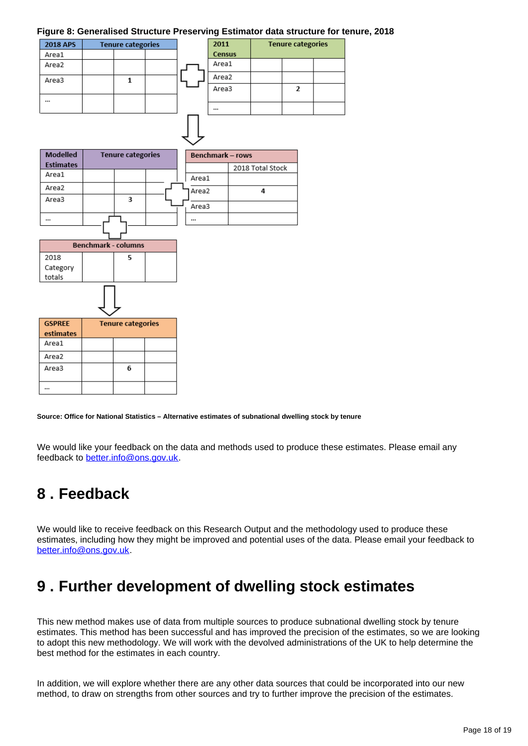**Figure 8: Generalised Structure Preserving Estimator data structure for tenure, 2018**

| 2018 APS | Tenure categories | | |
|---|---|---|---|
| Area1 | | | |
| Area2 | | | |
| Area3 | | 1 | |
| ... | | | |

| 2011 Census | Tenure categories | | |
|---|---|---|---|
| Area1 | | | |
| Area2 | | | |
| Area3 | | 2 | |
| ... | | | |

| Modelled Estimates | Tenure categories | | |
|---|---|---|---|
| Area1 | | | |
| Area2 | | | |
| Area3 | | 3 | |
| ... | | | |

| Benchmark – rows | |
|---|---|
| | 2018 Total Stock |
| Area1 | |
| Area2 | 4 |
| Area3 | |
| ... | |

| Benchmark - columns | | | |
|---|---|---|---|
| 2018 Category totals | | 5 | |

| GSPREE estimates | Tenure categories | | |
|---|---|---|---|
| Area1 | | | |
| Area2 | | | |
| Area3 | | 6 | |
| ... | | | |

**Source: Office for National Statistics – Alternative estimates of subnational dwelling stock by tenure**

We would like your feedback on the data and methods used to produce these estimates. Please email any feedback to better.info@ons.gov.uk.

## 8 . Feedback

We would like to receive feedback on this Research Output and the methodology used to produce these estimates, including how they might be improved and potential uses of the data. Please email your feedback to better.info@ons.gov.uk.

## 9 . Further development of dwelling stock estimates

This new method makes use of data from multiple sources to produce subnational dwelling stock by tenure estimates. This method has been successful and has improved the precision of the estimates, so we are looking to adopt this new methodology. We will work with the devolved administrations of the UK to help determine the best method for the estimates in each country.

In addition, we will explore whether there are any other data sources that could be incorporated into our new method, to draw on strengths from other sources and try to further improve the precision of the estimates.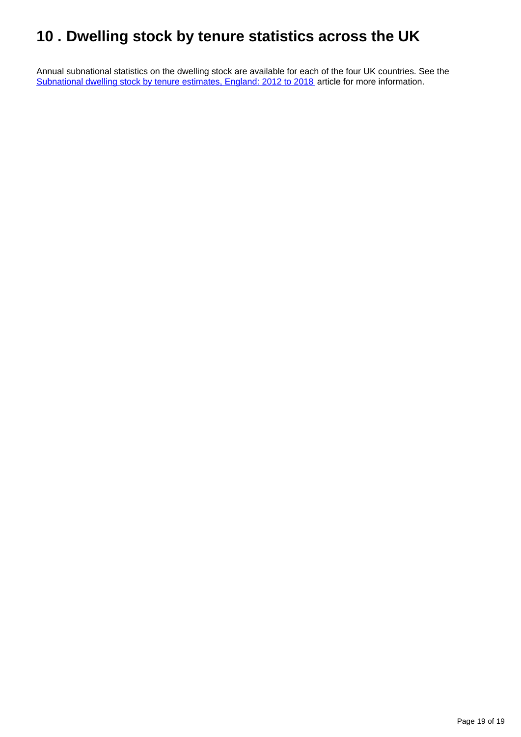# 10 . Dwelling stock by tenure statistics across the UK

Annual subnational statistics on the dwelling stock are available for each of the four UK countries. See the Subnational dwelling stock by tenure estimates, England: 2012 to 2018 article for more information.